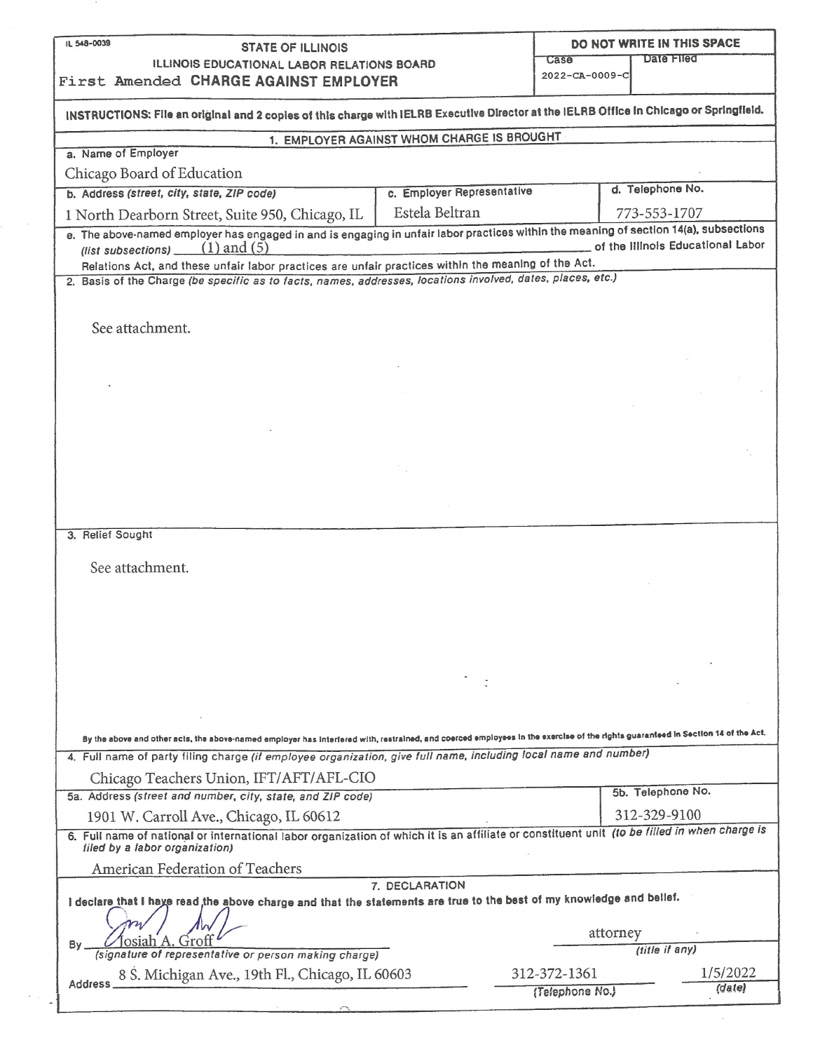IL 548-0039

**STATE OF ILLINOIS**

**ILLINOIS EDUCATIONAL LABOR RELATIONS BOARD**

**First Amended CHARGE AGAINST EMPLOYER**

| DO NOT WRITE IN THIS SPACE | |
|---|---|
| Case | Date Filed |
| 2022-CA-0009-C | |

**INSTRUCTIONS: File an original and 2 copies of this charge with IELRB Executive Director at the IELRB Office in Chicago or Springfield.**

**1. EMPLOYER AGAINST WHOM CHARGE IS BROUGHT**

a. Name of Employer

Chicago Board of Education

| b. Address *(street, city, state, ZIP code)* | c. Employer Representative | d. Telephone No. |
|---|---|---|
| 1 North Dearborn Street, Suite 950, Chicago, IL | Estela Beltran | 773-553-1707 |

e. The above-named employer has engaged in and is engaging in unfair labor practices within the meaning of section 14(a), subsections *(list subsections)* (1) and (5) of the Illinois Educational Labor Relations Act, and these unfair labor practices are unfair practices within the meaning of the Act.

2. Basis of the Charge *(be specific as to facts, names, addresses, locations involved, dates, places, etc.)*

See attachment.

3. Relief Sought

See attachment.

By the above and other acts, the above-named employer has interfered with, restrained, and coerced employees in the exercise of the rights guaranteed in Section 14 of the Act.

4. Full name of party filing charge *(if employee organization, give full name, including local name and number)*

Chicago Teachers Union, IFT/AFT/AFL-CIO

| 5a. Address *(street and number, city, state, and ZIP code)* | 5b. Telephone No. |
|---|---|
| 1901 W. Carroll Ave., Chicago, IL 60612 | 312-329-9100 |

6. Full name of national or international labor organization of which it is an affiliate or constituent unit *(to be filled in when charge is filed by a labor organization)*

American Federation of Teachers

**7. DECLARATION**

**I declare that I have read the above charge and that the statements are true to the best of my knowledge and belief.**

By Josiah A. Groff *(signature of representative or person making charge)* — attorney *(title if any)*

Address 8 S. Michigan Ave., 19th Fl., Chicago, IL 60603 — 312-372-1361 *(Telephone No.)* — 1/5/2022 *(date)*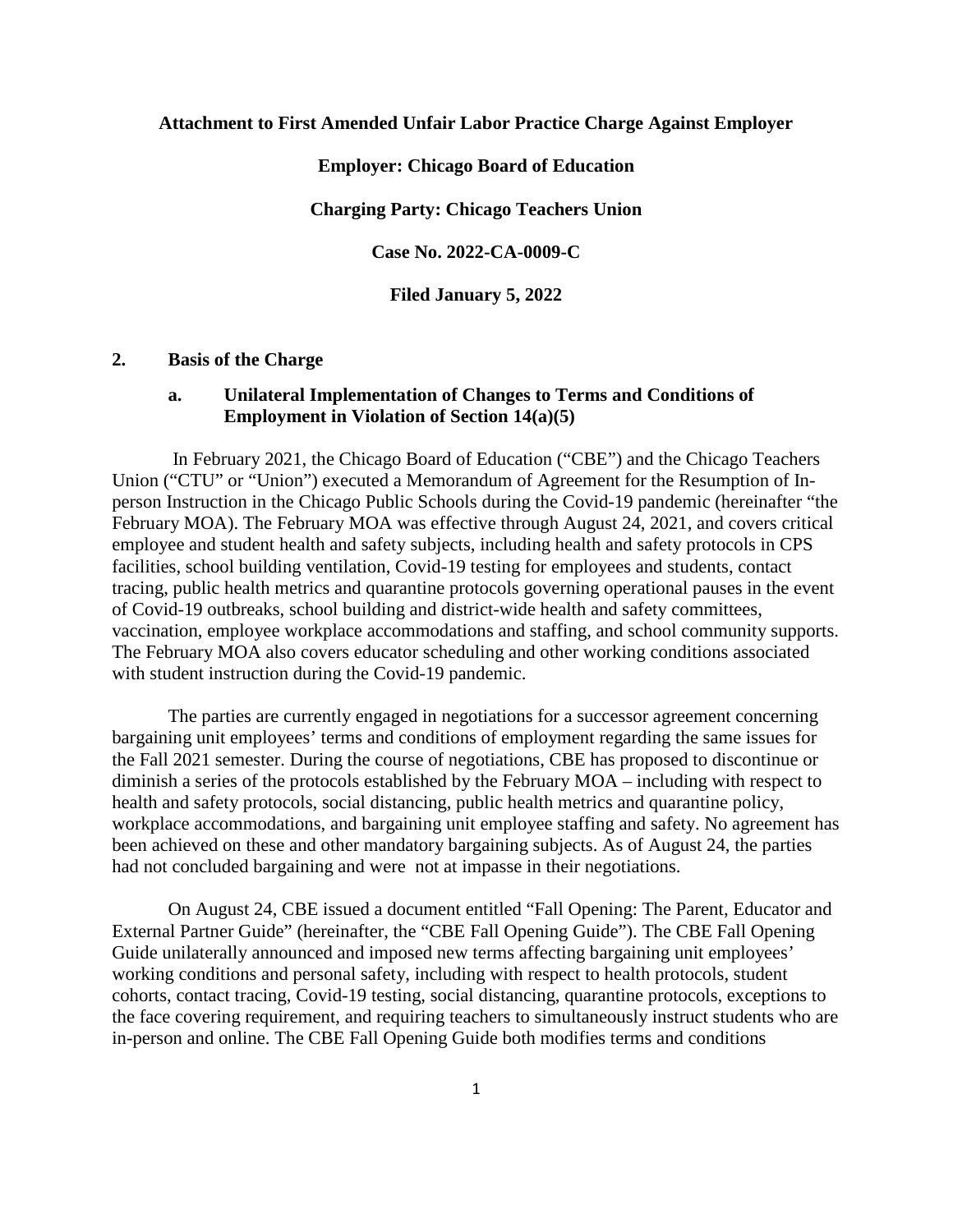**Attachment to First Amended Unfair Labor Practice Charge Against Employer**

**Employer: Chicago Board of Education**

**Charging Party: Chicago Teachers Union**

**Case No. 2022-CA-0009-C**

**Filed January 5, 2022**

## 2. Basis of the Charge

### a. Unilateral Implementation of Changes to Terms and Conditions of Employment in Violation of Section 14(a)(5)

In February 2021, the Chicago Board of Education ("CBE") and the Chicago Teachers Union ("CTU" or "Union") executed a Memorandum of Agreement for the Resumption of In-person Instruction in the Chicago Public Schools during the Covid-19 pandemic (hereinafter "the February MOA). The February MOA was effective through August 24, 2021, and covers critical employee and student health and safety subjects, including health and safety protocols in CPS facilities, school building ventilation, Covid-19 testing for employees and students, contact tracing, public health metrics and quarantine protocols governing operational pauses in the event of Covid-19 outbreaks, school building and district-wide health and safety committees, vaccination, employee workplace accommodations and staffing, and school community supports. The February MOA also covers educator scheduling and other working conditions associated with student instruction during the Covid-19 pandemic.

The parties are currently engaged in negotiations for a successor agreement concerning bargaining unit employees' terms and conditions of employment regarding the same issues for the Fall 2021 semester. During the course of negotiations, CBE has proposed to discontinue or diminish a series of the protocols established by the February MOA – including with respect to health and safety protocols, social distancing, public health metrics and quarantine policy, workplace accommodations, and bargaining unit employee staffing and safety. No agreement has been achieved on these and other mandatory bargaining subjects. As of August 24, the parties had not concluded bargaining and were not at impasse in their negotiations.

On August 24, CBE issued a document entitled "Fall Opening: The Parent, Educator and External Partner Guide" (hereinafter, the "CBE Fall Opening Guide"). The CBE Fall Opening Guide unilaterally announced and imposed new terms affecting bargaining unit employees' working conditions and personal safety, including with respect to health protocols, student cohorts, contact tracing, Covid-19 testing, social distancing, quarantine protocols, exceptions to the face covering requirement, and requiring teachers to simultaneously instruct students who are in-person and online. The CBE Fall Opening Guide both modifies terms and conditions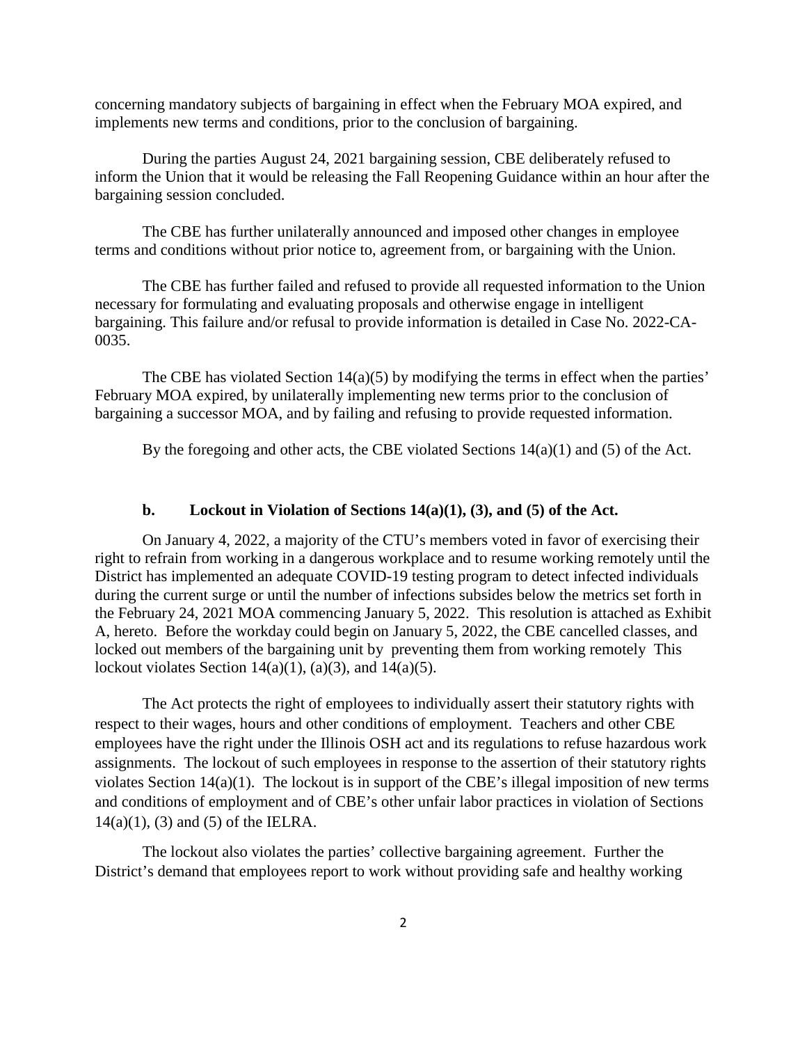concerning mandatory subjects of bargaining in effect when the February MOA expired, and implements new terms and conditions, prior to the conclusion of bargaining.

During the parties August 24, 2021 bargaining session, CBE deliberately refused to inform the Union that it would be releasing the Fall Reopening Guidance within an hour after the bargaining session concluded.

The CBE has further unilaterally announced and imposed other changes in employee terms and conditions without prior notice to, agreement from, or bargaining with the Union.

The CBE has further failed and refused to provide all requested information to the Union necessary for formulating and evaluating proposals and otherwise engage in intelligent bargaining. This failure and/or refusal to provide information is detailed in Case No. 2022-CA-0035.

The CBE has violated Section 14(a)(5) by modifying the terms in effect when the parties' February MOA expired, by unilaterally implementing new terms prior to the conclusion of bargaining a successor MOA, and by failing and refusing to provide requested information.

By the foregoing and other acts, the CBE violated Sections 14(a)(1) and (5) of the Act.

### b. Lockout in Violation of Sections 14(a)(1), (3), and (5) of the Act.

On January 4, 2022, a majority of the CTU's members voted in favor of exercising their right to refrain from working in a dangerous workplace and to resume working remotely until the District has implemented an adequate COVID-19 testing program to detect infected individuals during the current surge or until the number of infections subsides below the metrics set forth in the February 24, 2021 MOA commencing January 5, 2022. This resolution is attached as Exhibit A, hereto. Before the workday could begin on January 5, 2022, the CBE cancelled classes, and locked out members of the bargaining unit by preventing them from working remotely This lockout violates Section 14(a)(1), (a)(3), and 14(a)(5).

The Act protects the right of employees to individually assert their statutory rights with respect to their wages, hours and other conditions of employment. Teachers and other CBE employees have the right under the Illinois OSH act and its regulations to refuse hazardous work assignments. The lockout of such employees in response to the assertion of their statutory rights violates Section 14(a)(1). The lockout is in support of the CBE's illegal imposition of new terms and conditions of employment and of CBE's other unfair labor practices in violation of Sections 14(a)(1), (3) and (5) of the IELRA.

The lockout also violates the parties' collective bargaining agreement. Further the District's demand that employees report to work without providing safe and healthy working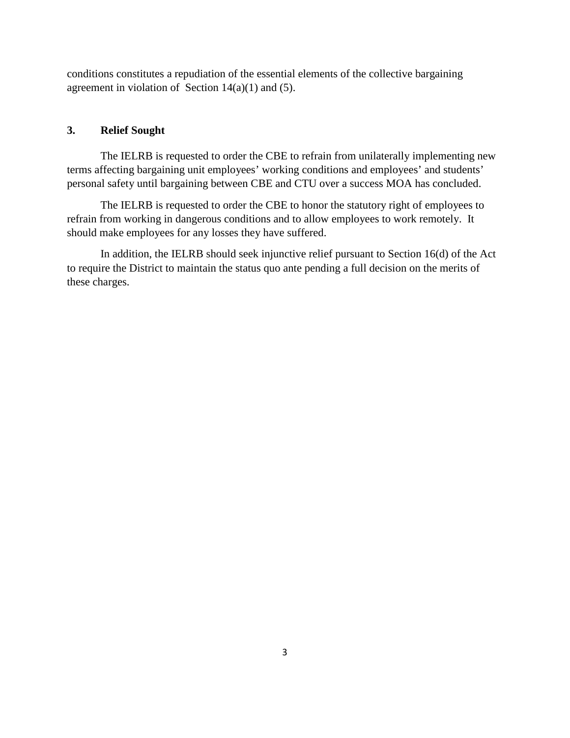conditions constitutes a repudiation of the essential elements of the collective bargaining agreement in violation of Section 14(a)(1) and (5).

### 3. Relief Sought

The IELRB is requested to order the CBE to refrain from unilaterally implementing new terms affecting bargaining unit employees' working conditions and employees' and students' personal safety until bargaining between CBE and CTU over a success MOA has concluded.

The IELRB is requested to order the CBE to honor the statutory right of employees to refrain from working in dangerous conditions and to allow employees to work remotely. It should make employees for any losses they have suffered.

In addition, the IELRB should seek injunctive relief pursuant to Section 16(d) of the Act to require the District to maintain the status quo ante pending a full decision on the merits of these charges.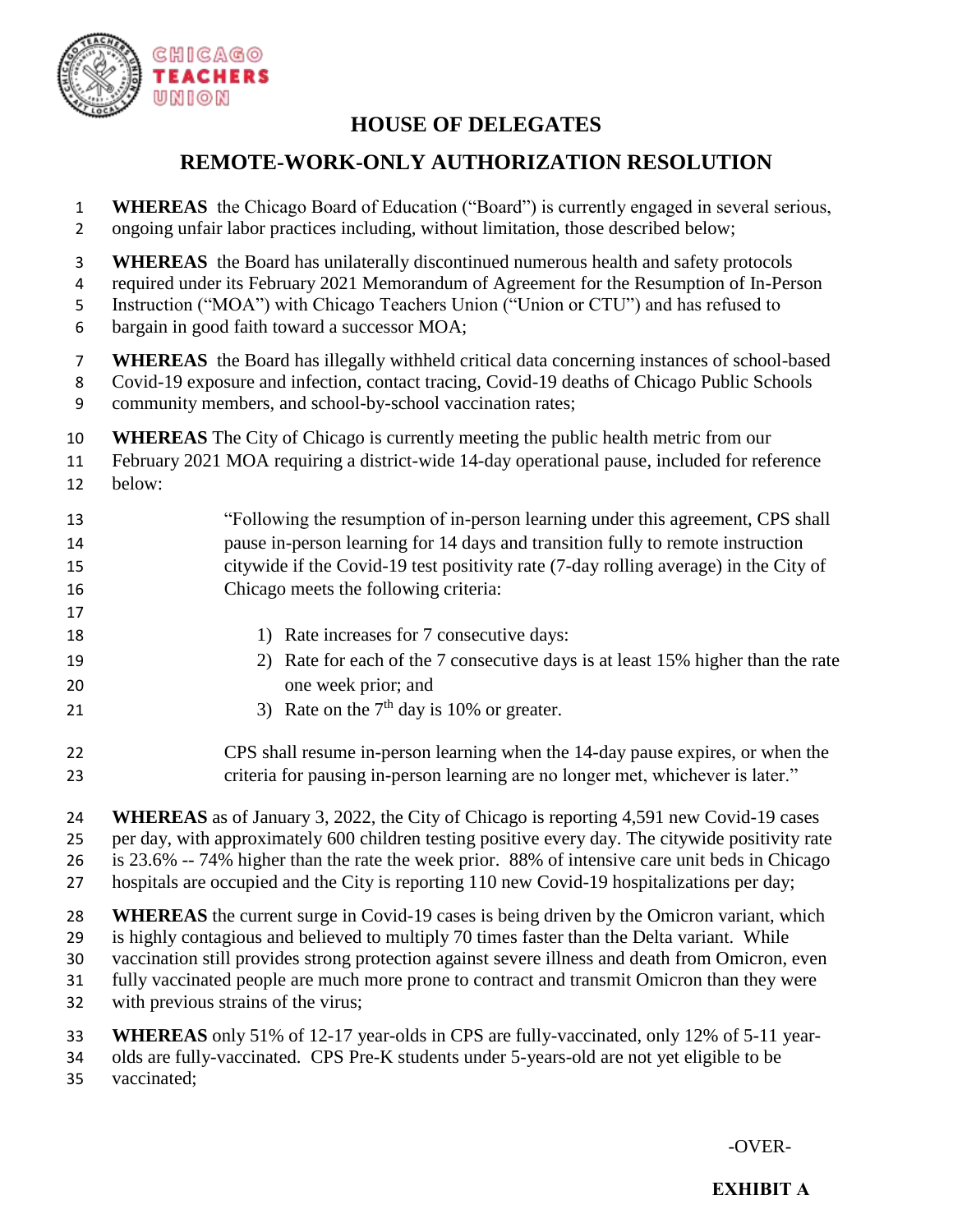CHICAGO TEACHERS UNION

## HOUSE OF DELEGATES

## REMOTE-WORK-ONLY AUTHORIZATION RESOLUTION

**WHEREAS** the Chicago Board of Education ("Board") is currently engaged in several serious, ongoing unfair labor practices including, without limitation, those described below;

**WHEREAS** the Board has unilaterally discontinued numerous health and safety protocols required under its February 2021 Memorandum of Agreement for the Resumption of In-Person Instruction ("MOA") with Chicago Teachers Union ("Union or CTU") and has refused to bargain in good faith toward a successor MOA;

**WHEREAS** the Board has illegally withheld critical data concerning instances of school-based Covid-19 exposure and infection, contact tracing, Covid-19 deaths of Chicago Public Schools community members, and school-by-school vaccination rates;

**WHEREAS** The City of Chicago is currently meeting the public health metric from our February 2021 MOA requiring a district-wide 14-day operational pause, included for reference below:

> "Following the resumption of in-person learning under this agreement, CPS shall pause in-person learning for 14 days and transition fully to remote instruction citywide if the Covid-19 test positivity rate (7-day rolling average) in the City of Chicago meets the following criteria:
>
> 1) Rate increases for 7 consecutive days:
> 2) Rate for each of the 7 consecutive days is at least 15% higher than the rate one week prior; and
> 3) Rate on the 7th day is 10% or greater.
>
> CPS shall resume in-person learning when the 14-day pause expires, or when the criteria for pausing in-person learning are no longer met, whichever is later."

**WHEREAS** as of January 3, 2022, the City of Chicago is reporting 4,591 new Covid-19 cases per day, with approximately 600 children testing positive every day. The citywide positivity rate is 23.6% -- 74% higher than the rate the week prior. 88% of intensive care unit beds in Chicago hospitals are occupied and the City is reporting 110 new Covid-19 hospitalizations per day;

**WHEREAS** the current surge in Covid-19 cases is being driven by the Omicron variant, which is highly contagious and believed to multiply 70 times faster than the Delta variant. While vaccination still provides strong protection against severe illness and death from Omicron, even fully vaccinated people are much more prone to contract and transmit Omicron than they were with previous strains of the virus;

**WHEREAS** only 51% of 12-17 year-olds in CPS are fully-vaccinated, only 12% of 5-11 year-olds are fully-vaccinated. CPS Pre-K students under 5-years-old are not yet eligible to be vaccinated;

-OVER-

**EXHIBIT A**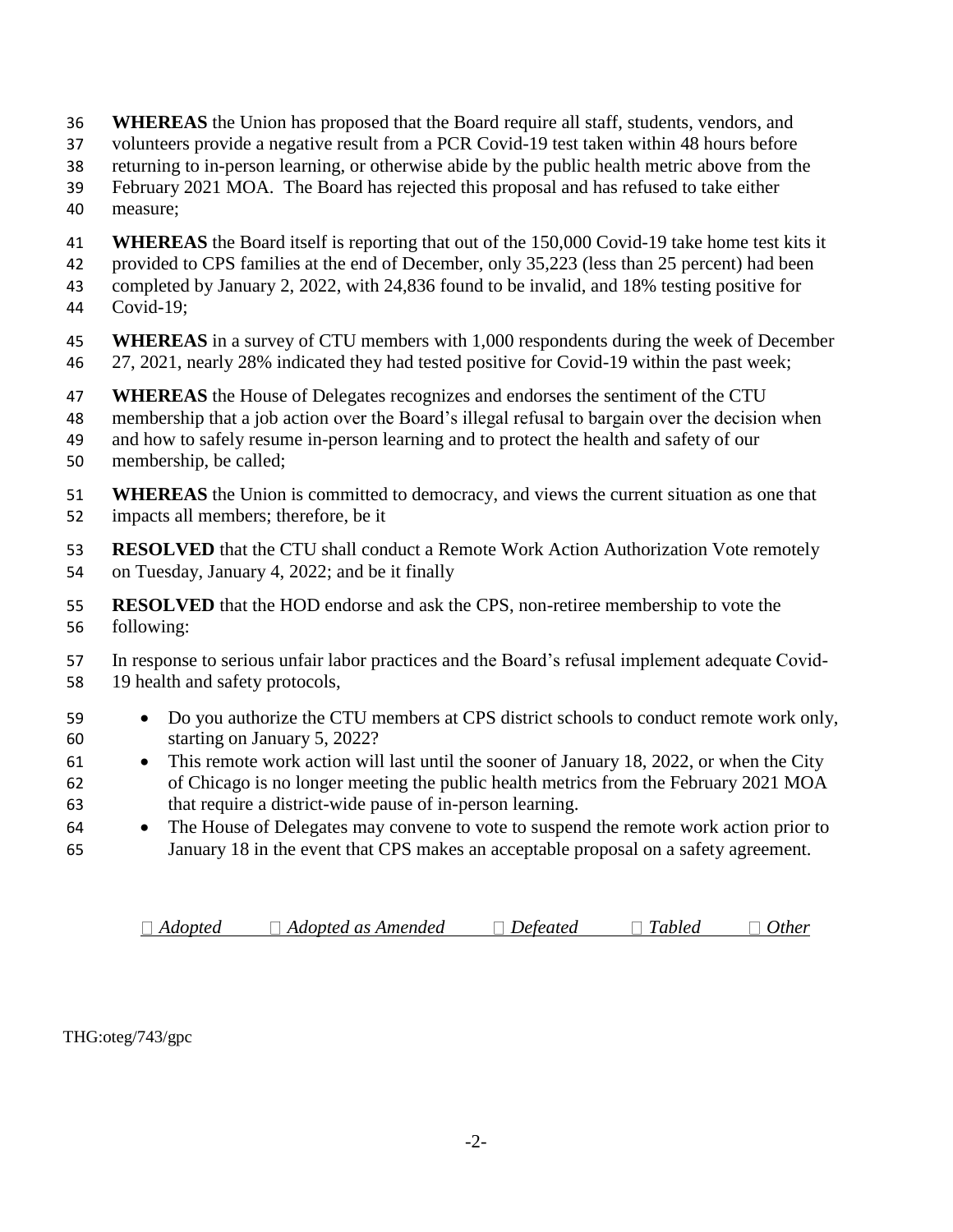**WHEREAS** the Union has proposed that the Board require all staff, students, vendors, and volunteers provide a negative result from a PCR Covid-19 test taken within 48 hours before returning to in-person learning, or otherwise abide by the public health metric above from the February 2021 MOA. The Board has rejected this proposal and has refused to take either measure;

**WHEREAS** the Board itself is reporting that out of the 150,000 Covid-19 take home test kits it provided to CPS families at the end of December, only 35,223 (less than 25 percent) had been completed by January 2, 2022, with 24,836 found to be invalid, and 18% testing positive for Covid-19;

**WHEREAS** in a survey of CTU members with 1,000 respondents during the week of December 27, 2021, nearly 28% indicated they had tested positive for Covid-19 within the past week;

**WHEREAS** the House of Delegates recognizes and endorses the sentiment of the CTU membership that a job action over the Board's illegal refusal to bargain over the decision when and how to safely resume in-person learning and to protect the health and safety of our membership, be called;

**WHEREAS** the Union is committed to democracy, and views the current situation as one that impacts all members; therefore, be it

**RESOLVED** that the CTU shall conduct a Remote Work Action Authorization Vote remotely on Tuesday, January 4, 2022; and be it finally

**RESOLVED** that the HOD endorse and ask the CPS, non-retiree membership to vote the following:

In response to serious unfair labor practices and the Board's refusal implement adequate Covid-19 health and safety protocols,

- Do you authorize the CTU members at CPS district schools to conduct remote work only, starting on January 5, 2022?
- This remote work action will last until the sooner of January 18, 2022, or when the City of Chicago is no longer meeting the public health metrics from the February 2021 MOA that require a district-wide pause of in-person learning.
- The House of Delegates may convene to vote to suspend the remote work action prior to January 18 in the event that CPS makes an acceptable proposal on a safety agreement.

☐ *Adopted* ☐ *Adopted as Amended* ☐ *Defeated* ☐ *Tabled* ☐ *Other*

THG:oteg/743/gpc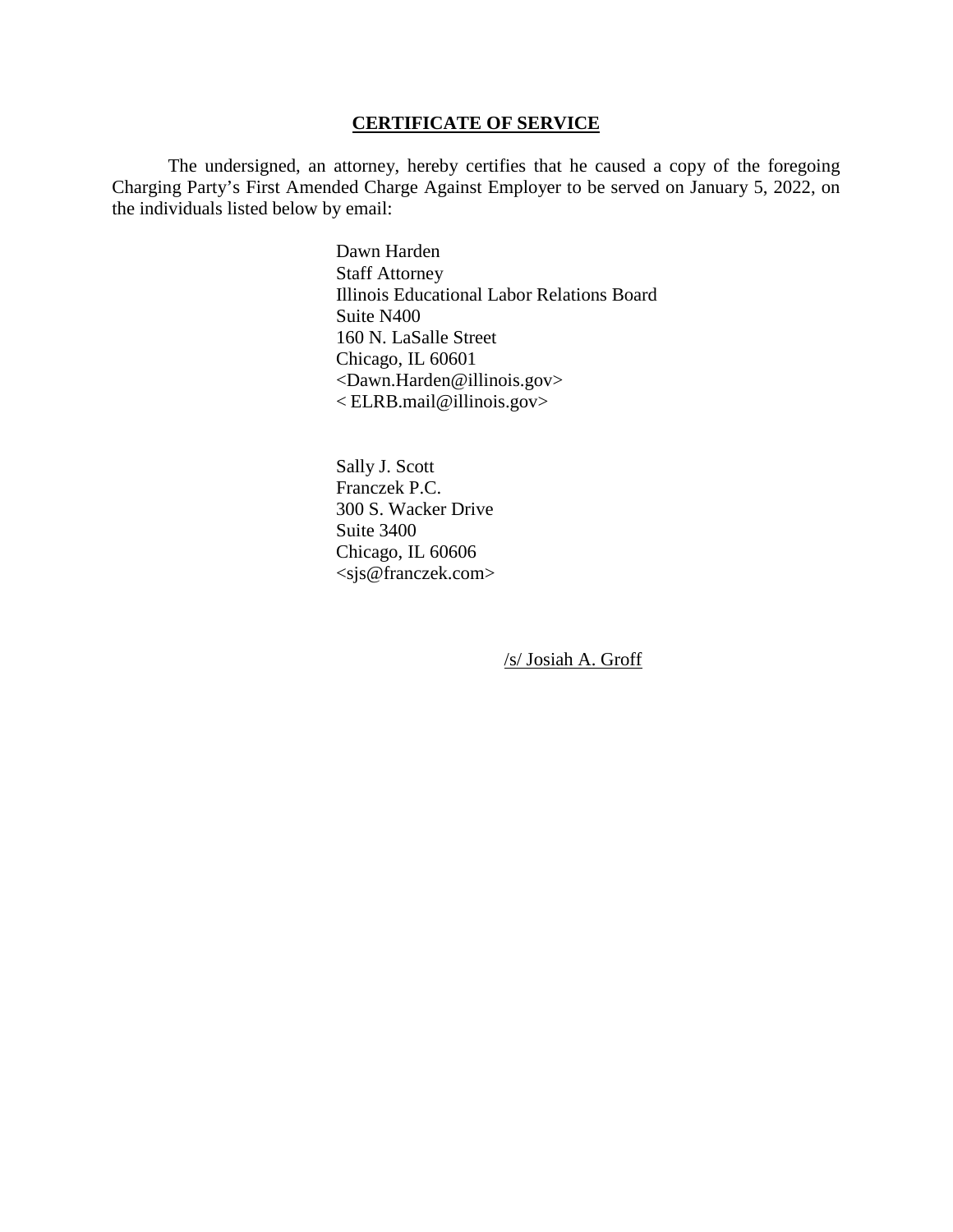## CERTIFICATE OF SERVICE

The undersigned, an attorney, hereby certifies that he caused a copy of the foregoing Charging Party's First Amended Charge Against Employer to be served on January 5, 2022, on the individuals listed below by email:

Dawn Harden
Staff Attorney
Illinois Educational Labor Relations Board
Suite N400
160 N. LaSalle Street
Chicago, IL 60601
<Dawn.Harden@illinois.gov>
< ELRB.mail@illinois.gov>

Sally J. Scott
Franczek P.C.
300 S. Wacker Drive
Suite 3400
Chicago, IL 60606
<sjs@franczek.com>

/s/ Josiah A. Groff